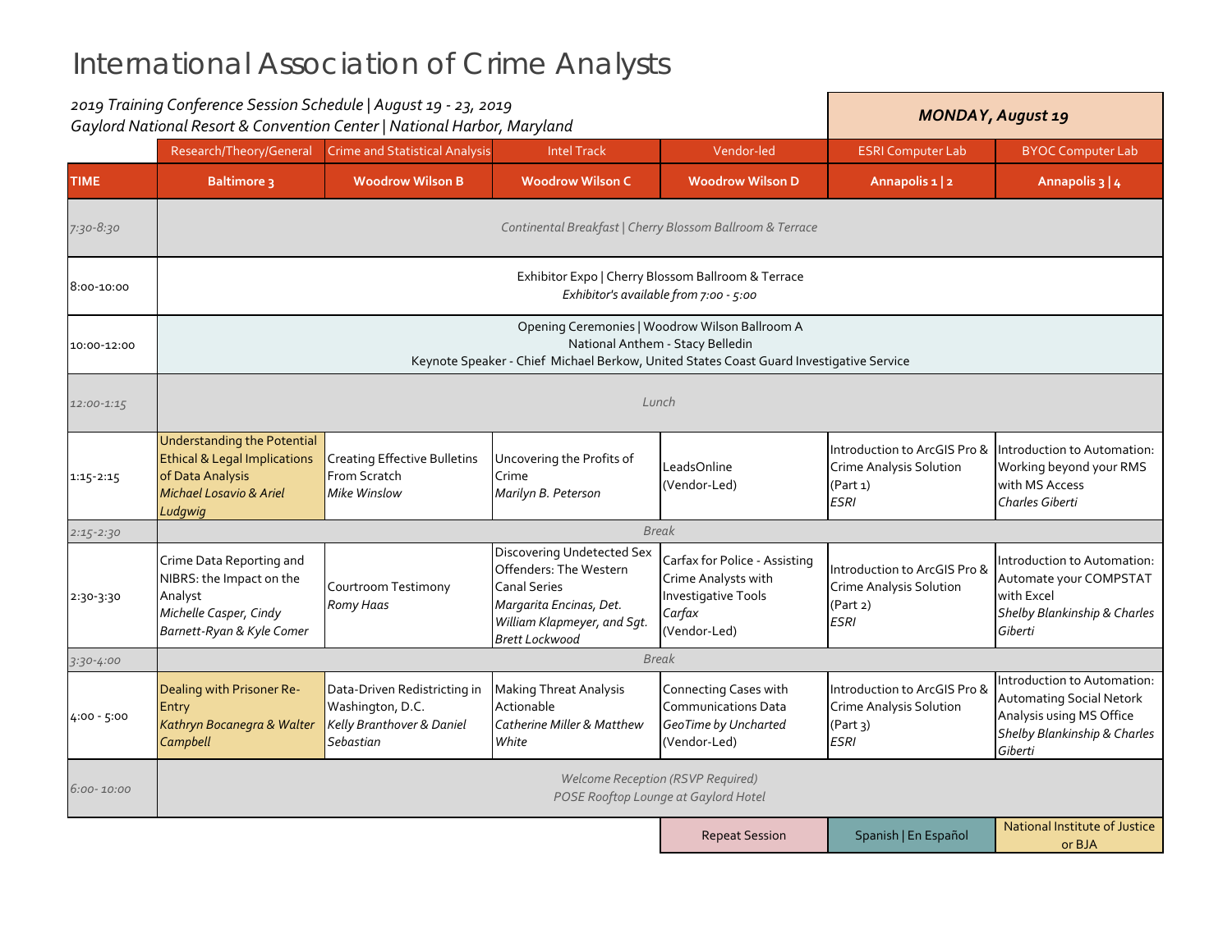# International Association of Crime Analysts

*2019 Training Conference Session Schedule | August 19 - 23, 2019*
*Gaylord National Resort & Convention Center | National Harbor, Maryland*

***MONDAY, August 19***

| | Research/Theory/General | Crime and Statistical Analysis | Intel Track | Vendor-led | ESRI Computer Lab | BYOC Computer Lab |
|---|---|---|---|---|---|---|
| **TIME** | **Baltimore 3** | **Woodrow Wilson B** | **Woodrow Wilson C** | **Woodrow Wilson D** | **Annapolis 1 \| 2** | **Annapolis 3 \| 4** |
| *7:30-8:30* | *Continental Breakfast \| Cherry Blossom Ballroom & Terrace* | | | | | |
| 8:00-10:00 | Exhibitor Expo \| Cherry Blossom Ballroom & Terrace<br>*Exhibitor's available from 7:00 - 5:00* | | | | | |
| 10:00-12:00 | Opening Ceremonies \| Woodrow Wilson Ballroom A<br>National Anthem - Stacy Belledin<br>Keynote Speaker - Chief Michael Berkow, United States Coast Guard Investigative Service | | | | | |
| *12:00-1:15* | *Lunch* | | | | | |
| 1:15-2:15 | Understanding the Potential Ethical & Legal Implications of Data Analysis<br>*Michael Losavio & Ariel Ludgwig* | Creating Effective Bulletins From Scratch<br>*Mike Winslow* | Uncovering the Profits of Crime<br>*Marilyn B. Peterson* | LeadsOnline<br>(Vendor-Led) | Introduction to ArcGIS Pro & Crime Analysis Solution (Part 1)<br>*ESRI* | Introduction to Automation: Working beyond your RMS with MS Access<br>*Charles Giberti* |
| *2:15-2:30* | *Break* | | | | | |
| 2:30-3:30 | Crime Data Reporting and NIBRS: the Impact on the Analyst<br>*Michelle Casper, Cindy Barnett-Ryan & Kyle Comer* | Courtroom Testimony<br>*Romy Haas* | Discovering Undetected Sex Offenders: The Western Canal Series<br>*Margarita Encinas, Det. William Klapmeyer, and Sgt. Brett Lockwood* | Carfax for Police - Assisting Crime Analysts with Investigative Tools<br>*Carfax*<br>(Vendor-Led) | Introduction to ArcGIS Pro & Crime Analysis Solution (Part 2)<br>*ESRI* | Introduction to Automation: Automate your COMPSTAT with Excel<br>*Shelby Blankinship & Charles Giberti* |
| *3:30-4:00* | *Break* | | | | | |
| 4:00 - 5:00 | Dealing with Prisoner Re-Entry<br>*Kathryn Bocanegra & Walter Campbell* | Data-Driven Redistricting in Washington, D.C.<br>*Kelly Branthover & Daniel Sebastian* | Making Threat Analysis Actionable<br>*Catherine Miller & Matthew White* | Connecting Cases with Communications Data<br>*GeoTime by Uncharted*<br>(Vendor-Led) | Introduction to ArcGIS Pro & Crime Analysis Solution (Part 3)<br>*ESRI* | Introduction to Automation: Automating Social Netork Analysis using MS Office<br>*Shelby Blankinship & Charles Giberti* |
| *6:00- 10:00* | *Welcome Reception (RSVP Required)*<br>*POSE Rooftop Lounge at Gaylord Hotel* | | | | | |

Legend: Repeat Session | Spanish \| En Español | National Institute of Justice or BJA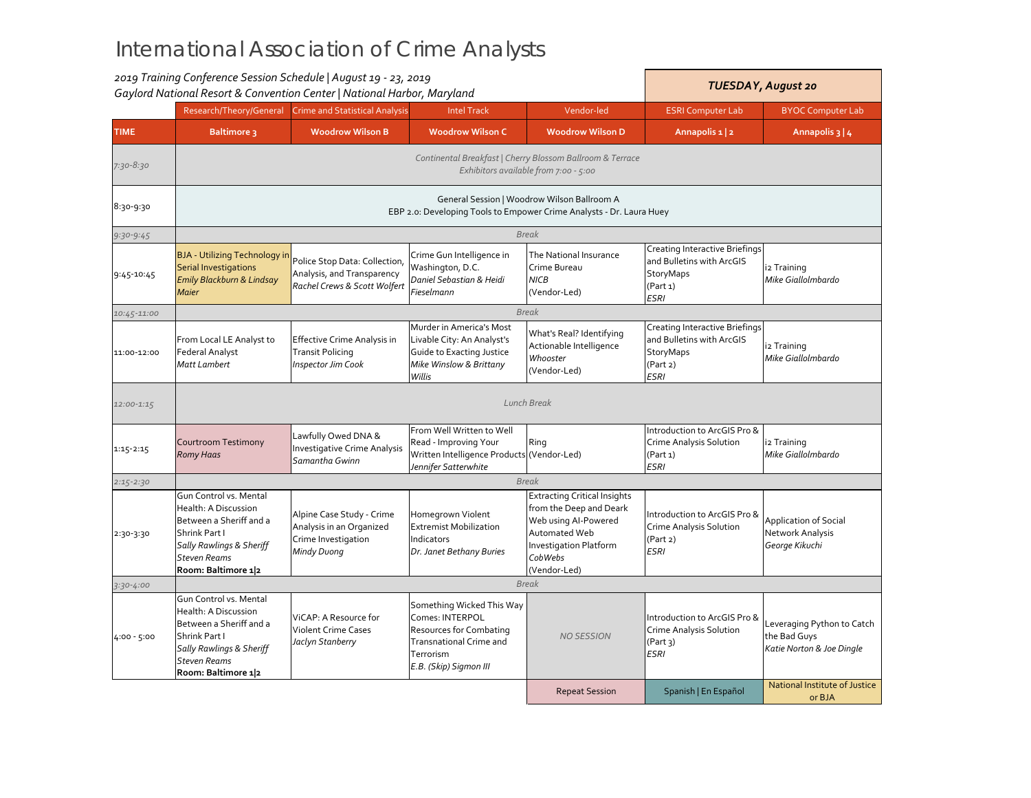# International Association of Crime Analysts

*2019 Training Conference Session Schedule | August 19 - 23, 2019*
*Gaylord National Resort & Convention Center | National Harbor, Maryland*

***TUESDAY, August 20***

| | Research/Theory/General | Crime and Statistical Analysis | Intel Track | Vendor-led | ESRI Computer Lab | BYOC Computer Lab |
|---|---|---|---|---|---|---|
| **TIME** | **Baltimore 3** | **Woodrow Wilson B** | **Woodrow Wilson C** | **Woodrow Wilson D** | **Annapolis 1 \| 2** | **Annapolis 3 \| 4** |
| *7:30-8:30* | *Continental Breakfast \| Cherry Blossom Ballroom & Terrace* *Exhibitors available from 7:00 - 5:00* | | | | | |
| 8:30-9:30 | General Session \| Woodrow Wilson Ballroom A EBP 2.0: Developing Tools to Empower Crime Analysts - Dr. Laura Huey | | | | | |
| *9:30-9:45* | *Break* | | | | | |
| 9:45-10:45 | BJA - Utilizing Technology in Serial Investigations *Emily Blackburn & Lindsay Maier* | Police Stop Data: Collection, Analysis, and Transparency *Rachel Crews & Scott Wolfert* | Crime Gun Intelligence in Washington, D.C. *Daniel Sebastian & Heidi Fieselmann* | The National Insurance Crime Bureau *NICB* (Vendor-Led) | Creating Interactive Briefings and Bulletins with ArcGIS StoryMaps (Part 1) *ESRI* | i2 Training *Mike Giallolmbardo* |
| *10:45-11:00* | *Break* | | | | | |
| 11:00-12:00 | From Local LE Analyst to Federal Analyst *Matt Lambert* | Effective Crime Analysis in Transit Policing *Inspector Jim Cook* | Murder in America's Most Livable City: An Analyst's Guide to Exacting Justice *Mike Winslow & Brittany Willis* | What's Real? Identifying Actionable Intelligence *Whooster* (Vendor-Led) | Creating Interactive Briefings and Bulletins with ArcGIS StoryMaps (Part 2) *ESRI* | i2 Training *Mike Giallolmbardo* |
| *12:00-1:15* | *Lunch Break* | | | | | |
| 1:15-2:15 | Courtroom Testimony *Romy Haas* | Lawfully Owed DNA & Investigative Crime Analysis *Samantha Gwinn* | From Well Written to Well Read - Improving Your Written Intelligence Products *Jennifer Satterwhite* | Ring (Vendor-Led) | Introduction to ArcGIS Pro & Crime Analysis Solution (Part 1) *ESRI* | i2 Training *Mike Giallolmbardo* |
| *2:15-2:30* | *Break* | | | | | |
| 2:30-3:30 | Gun Control vs. Mental Health: A Discussion Between a Sheriff and a Shrink Part I *Sally Rawlings & Sheriff Steven Reams* **Room: Baltimore 1\|2** | Alpine Case Study - Crime Analysis in an Organized Crime Investigation *Mindy Duong* | Homegrown Violent Extremist Mobilization Indicators *Dr. Janet Bethany Buries* | Extracting Critical Insights from the Deep and Deark Web using AI-Powered Automated Web Investigation Platform *CobWebs* (Vendor-Led) | Introduction to ArcGIS Pro & Crime Analysis Solution (Part 2) *ESRI* | Application of Social Network Analysis *George Kikuchi* |
| *3:30-4:00* | *Break* | | | | | |
| 4:00 - 5:00 | Gun Control vs. Mental Health: A Discussion Between a Sheriff and a Shrink Part I *Sally Rawlings & Sheriff Steven Reams* **Room: Baltimore 1\|2** | ViCAP: A Resource for Violent Crime Cases *Jaclyn Stanberry* | Something Wicked This Way Comes: INTERPOL Resources for Combating Transnational Crime and Terrorism *E.B. (Skip) Sigmon III* | *NO SESSION* | Introduction to ArcGIS Pro & Crime Analysis Solution (Part 3) *ESRI* | Leveraging Python to Catch the Bad Guys *Katie Norton & Joe Dingle* |

| Repeat Session | Spanish \| En Español | National Institute of Justice or BJA |
|---|---|---|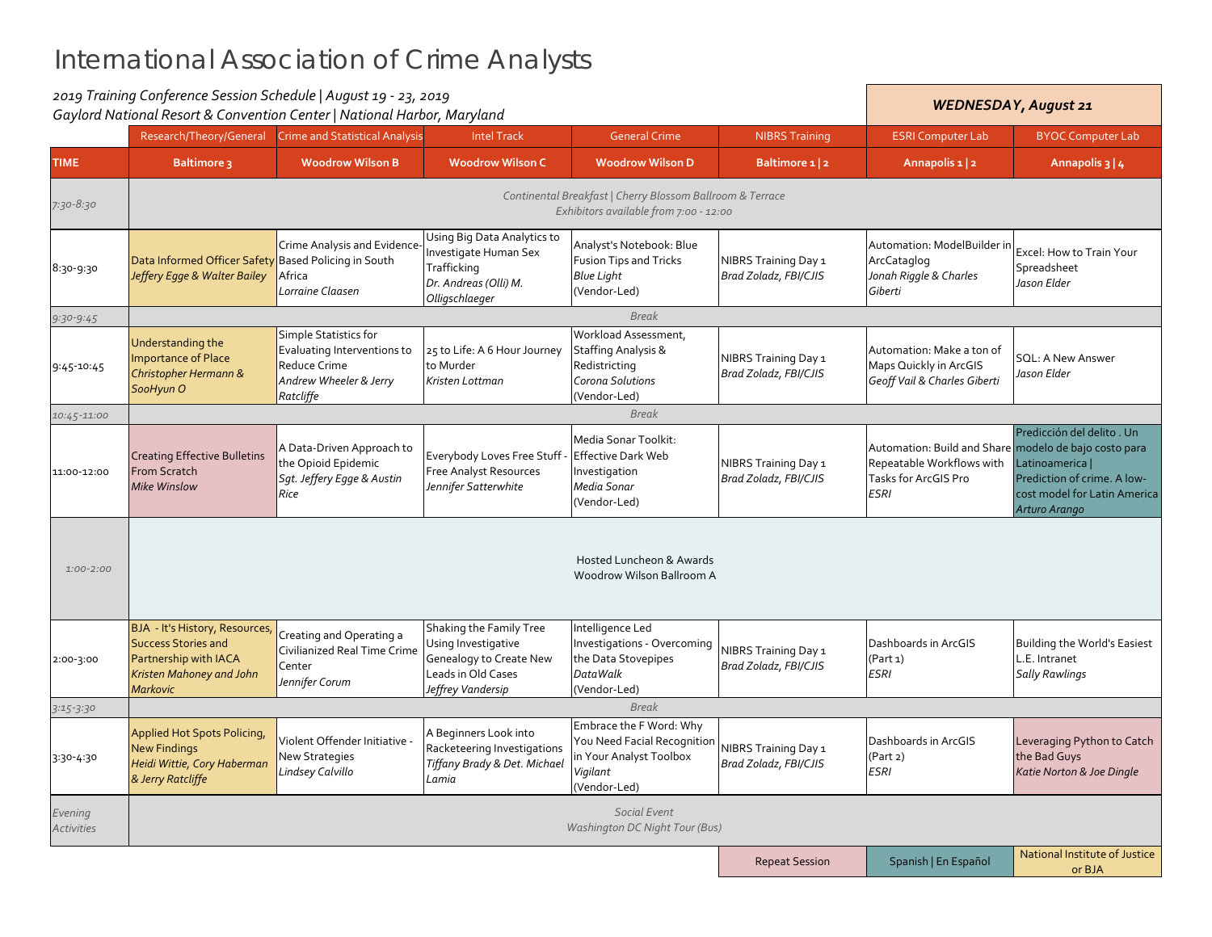# International Association of Crime Analysts

*2019 Training Conference Session Schedule | August 19 - 23, 2019*
*Gaylord National Resort & Convention Center | National Harbor, Maryland*

***WEDNESDAY, August 21***

| | Research/Theory/General | Crime and Statistical Analysis | Intel Track | General Crime | NIBRS Training | ESRI Computer Lab | BYOC Computer Lab |
|---|---|---|---|---|---|---|---|
| **TIME** | **Baltimore 3** | **Woodrow Wilson B** | **Woodrow Wilson C** | **Woodrow Wilson D** | **Baltimore 1 \| 2** | **Annapolis 1 \| 2** | **Annapolis 3 \| 4** |
| *7:30-8:30* | *Continental Breakfast \| Cherry Blossom Ballroom & Terrace*<br>*Exhibitors available from 7:00 - 12:00* | | | | | | |
| 8:30-9:30 | Data Informed Officer Safety<br>*Jeffery Egge & Walter Bailey* | Crime Analysis and Evidence-Based Policing in South Africa<br>*Lorraine Claasen* | Using Big Data Analytics to Investigate Human Sex Trafficking<br>*Dr. Andreas (Olli) M. Olligschlaeger* | Analyst's Notebook: Blue Fusion Tips and Tricks<br>*Blue Light*<br>(Vendor-Led) | NIBRS Training Day 1<br>*Brad Zoladz, FBI/CJIS* | Automation: ModelBuilder in ArcCataglog<br>*Jonah Riggle & Charles Giberti* | Excel: How to Train Your Spreadsheet<br>*Jason Elder* |
| *9:30-9:45* | *Break* | | | | | | |
| 9:45-10:45 | Understanding the Importance of Place<br>*Christopher Hermann & SooHyun O* | Simple Statistics for Evaluating Interventions to Reduce Crime<br>*Andrew Wheeler & Jerry Ratcliffe* | 25 to Life: A 6 Hour Journey to Murder<br>*Kristen Lottman* | Workload Assessment, Staffing Analysis & Redistricting<br>*Corona Solutions*<br>(Vendor-Led) | NIBRS Training Day 1<br>*Brad Zoladz, FBI/CJIS* | Automation: Make a ton of Maps Quickly in ArcGIS<br>*Geoff Vail & Charles Giberti* | SQL: A New Answer<br>*Jason Elder* |
| *10:45-11:00* | *Break* | | | | | | |
| 11:00-12:00 | Creating Effective Bulletins From Scratch<br>*Mike Winslow* | A Data-Driven Approach to the Opioid Epidemic<br>*Sgt. Jeffery Egge & Austin Rice* | Everybody Loves Free Stuff - Free Analyst Resources<br>*Jennifer Satterwhite* | Media Sonar Toolkit: Effective Dark Web Investigation<br>*Media Sonar*<br>(Vendor-Led) | NIBRS Training Day 1<br>*Brad Zoladz, FBI/CJIS* | Automation: Build and Share Repeatable Workflows with Tasks for ArcGIS Pro<br>*ESRI* | Predicción del delito . Un modelo de bajo costo para Latinoamerica \| Prediction of crime. A low-cost model for Latin America<br>*Arturo Arango* |
| *1:00-2:00* | Hosted Luncheon & Awards<br>Woodrow Wilson Ballroom A | | | | | | |
| 2:00-3:00 | BJA - It's History, Resources, Success Stories and Partnership with IACA<br>*Kristen Mahoney and John Markovic* | Creating and Operating a Civilianized Real Time Crime Center<br>*Jennifer Corum* | Shaking the Family Tree Using Investigative Genealogy to Create New Leads in Old Cases<br>*Jeffrey Vandersip* | Intelligence Led Investigations - Overcoming the Data Stovepipes<br>*DataWalk*<br>(Vendor-Led) | NIBRS Training Day 1<br>*Brad Zoladz, FBI/CJIS* | Dashboards in ArcGIS (Part 1)<br>*ESRI* | Building the World's Easiest L.E. Intranet<br>*Sally Rawlings* |
| *3:15-3:30* | *Break* | | | | | | |
| 3:30-4:30 | Applied Hot Spots Policing, New Findings<br>*Heidi Wittie, Cory Haberman & Jerry Ratcliffe* | Violent Offender Initiative - New Strategies<br>*Lindsey Calvillo* | A Beginners Look into Racketeering Investigations<br>*Tiffany Brady & Det. Michael Lamia* | Embrace the F Word: Why You Need Facial Recognition in Your Analyst Toolbox<br>*Vigilant*<br>(Vendor-Led) | NIBRS Training Day 1<br>*Brad Zoladz, FBI/CJIS* | Dashboards in ArcGIS (Part 2)<br>*ESRI* | Leveraging Python to Catch the Bad Guys<br>*Katie Norton & Joe Dingle* |
| *Evening Activities* | *Social Event*<br>*Washington DC Night Tour (Bus)* | | | | | | |

Legend: Repeat Session (Creating Effective Bulletins From Scratch; Leveraging Python to Catch the Bad Guys) | Spanish \| En Español (Predicción del delito) | National Institute of Justice or BJA (Data Informed Officer Safety; Understanding the Importance of Place; BJA - It's History...; Applied Hot Spots Policing)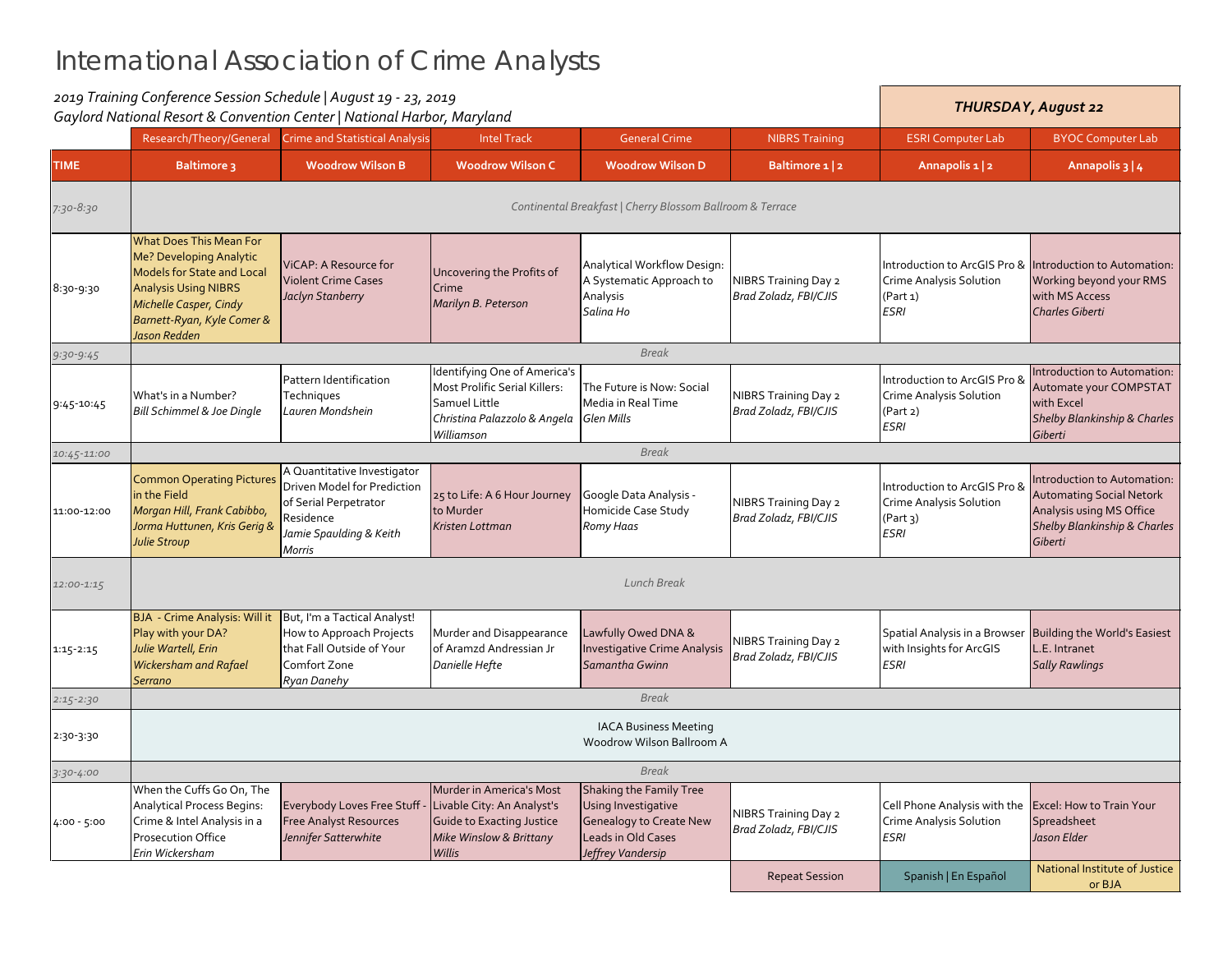# International Association of Crime Analysts

*2019 Training Conference Session Schedule | August 19 - 23, 2019*
*Gaylord National Resort & Convention Center | National Harbor, Maryland*

***THURSDAY, August 22***

| | Research/Theory/General | Crime and Statistical Analysis | Intel Track | General Crime | NIBRS Training | ESRI Computer Lab | BYOC Computer Lab |
|---|---|---|---|---|---|---|---|
| **TIME** | **Baltimore 3** | **Woodrow Wilson B** | **Woodrow Wilson C** | **Woodrow Wilson D** | **Baltimore 1 \| 2** | **Annapolis 1 \| 2** | **Annapolis 3 \| 4** |
| *7:30-8:30* | *Continental Breakfast \| Cherry Blossom Ballroom & Terrace* | | | | | | |
| 8:30-9:30 | What Does This Mean For Me? Developing Analytic Models for State and Local Analysis Using NIBRS *Michelle Casper, Cindy Barnett-Ryan, Kyle Comer & Jason Redden* | ViCAP: A Resource for Violent Crime Cases *Jaclyn Stanberry* | Uncovering the Profits of Crime *Marilyn B. Peterson* | Analytical Workflow Design: A Systematic Approach to Analysis *Salina Ho* | NIBRS Training Day 2 *Brad Zoladz, FBI/CJIS* | Introduction to ArcGIS Pro & Crime Analysis Solution (Part 1) *ESRI* | Introduction to Automation: Working beyond your RMS with MS Access *Charles Giberti* |
| *9:30-9:45* | *Break* | | | | | | |
| 9:45-10:45 | What's in a Number? *Bill Schimmel & Joe Dingle* | Pattern Identification Techniques *Lauren Mondshein* | Identifying One of America's Most Prolific Serial Killers: Samuel Little *Christina Palazzolo & Angela Williamson* | The Future is Now: Social Media in Real Time *Glen Mills* | NIBRS Training Day 2 *Brad Zoladz, FBI/CJIS* | Introduction to ArcGIS Pro & Crime Analysis Solution (Part 2) *ESRI* | Introduction to Automation: Automate your COMPSTAT with Excel *Shelby Blankinship & Charles Giberti* |
| *10:45-11:00* | *Break* | | | | | | |
| 11:00-12:00 | Common Operating Pictures in the Field *Morgan Hill, Frank Cabibbo, Jorma Huttunen, Kris Gerig & Julie Stroup* | A Quantitative Investigator Driven Model for Prediction of Serial Perpetrator Residence *Jamie Spaulding & Keith Morris* | 25 to Life: A 6 Hour Journey to Murder *Kristen Lottman* | Google Data Analysis - Homicide Case Study *Romy Haas* | NIBRS Training Day 2 *Brad Zoladz, FBI/CJIS* | Introduction to ArcGIS Pro & Crime Analysis Solution (Part 3) *ESRI* | Introduction to Automation: Automating Social Netork Analysis using MS Office *Shelby Blankinship & Charles Giberti* |
| *12:00-1:15* | *Lunch Break* | | | | | | |
| 1:15-2:15 | BJA - Crime Analysis: Will it Play with your DA? *Julie Wartell, Erin Wickersham and Rafael Serrano* | But, I'm a Tactical Analyst! How to Approach Projects that Fall Outside of Your Comfort Zone *Ryan Danehy* | Murder and Disappearance of Aramzd Andressian Jr *Danielle Hefte* | Lawfully Owed DNA & Investigative Crime Analysis *Samantha Gwinn* | NIBRS Training Day 2 *Brad Zoladz, FBI/CJIS* | Spatial Analysis in a Browser with Insights for ArcGIS *ESRI* | Building the World's Easiest L.E. Intranet *Sally Rawlings* |
| *2:15-2:30* | *Break* | | | | | | |
| 2:30-3:30 | IACA Business Meeting Woodrow Wilson Ballroom A | | | | | | |
| *3:30-4:00* | *Break* | | | | | | |
| 4:00 - 5:00 | When the Cuffs Go On, The Analytical Process Begins: Crime & Intel Analysis in a Prosecution Office *Erin Wickersham* | Everybody Loves Free Stuff - Free Analyst Resources *Jennifer Satterwhite* | Murder in America's Most Livable City: An Analyst's Guide to Exacting Justice *Mike Winslow & Brittany Willis* | Shaking the Family Tree Using Investigative Genealogy to Create New Leads in Old Cases *Jeffrey Vandersip* | NIBRS Training Day 2 *Brad Zoladz, FBI/CJIS* | Cell Phone Analysis with the Crime Analysis Solution *ESRI* | Excel: How to Train Your Spreadsheet *Jason Elder* |

Legend: Repeat Session | Spanish | En Español | National Institute of Justice or BJA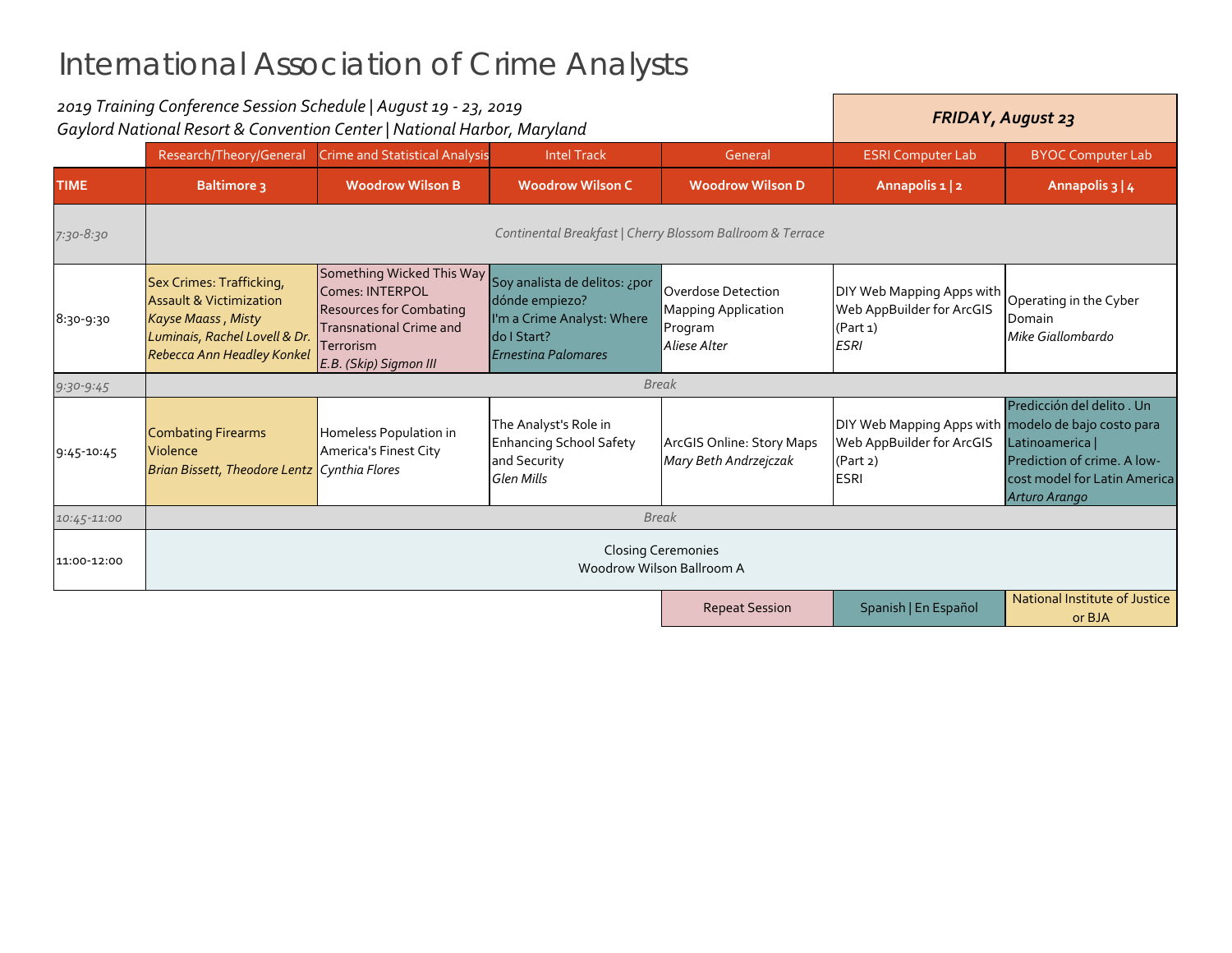# International Association of Crime Analysts

*2019 Training Conference Session Schedule | August 19 - 23, 2019*
*Gaylord National Resort & Convention Center | National Harbor, Maryland*

***FRIDAY, August 23***

| | Research/Theory/General | Crime and Statistical Analysis | Intel Track | General | ESRI Computer Lab | BYOC Computer Lab |
|---|---|---|---|---|---|---|
| **TIME** | **Baltimore 3** | **Woodrow Wilson B** | **Woodrow Wilson C** | **Woodrow Wilson D** | **Annapolis 1 \| 2** | **Annapolis 3 \| 4** |
| *7:30-8:30* | *Continental Breakfast \| Cherry Blossom Ballroom & Terrace* | | | | | |
| 8:30-9:30 | Sex Crimes: Trafficking, Assault & Victimization *Kayse Maass , Misty Luminais, Rachel Lovell & Dr. Rebecca Ann Headley Konkel* | Something Wicked This Way Comes: INTERPOL Resources for Combating Transnational Crime and Terrorism *E.B. (Skip) Sigmon III* | Soy analista de delitos: ¿por dónde empiezo? I'm a Crime Analyst: Where do I Start? *Ernestina Palomares* | Overdose Detection Mapping Application Program *Aliese Alter* | DIY Web Mapping Apps with Web AppBuilder for ArcGIS (Part 1) *ESRI* | Operating in the Cyber Domain *Mike Giallombardo* |
| *9:30-9:45* | *Break* | | | | | |
| 9:45-10:45 | Combating Firearms Violence *Brian Bissett, Theodore Lentz* | Homeless Population in America's Finest City *Cynthia Flores* | The Analyst's Role in Enhancing School Safety and Security *Glen Mills* | ArcGIS Online: Story Maps *Mary Beth Andrzejczak* | DIY Web Mapping Apps with Web AppBuilder for ArcGIS (Part 2) ESRI | Predicción del delito . Un modelo de bajo costo para Latinoamerica \| Prediction of crime. A low-cost model for Latin America *Arturo Arango* |
| *10:45-11:00* | *Break* | | | | | |
| 11:00-12:00 | Closing Ceremonies Woodrow Wilson Ballroom A | | | | | |

Legend: Repeat Session | Spanish | En Español | National Institute of Justice or BJA